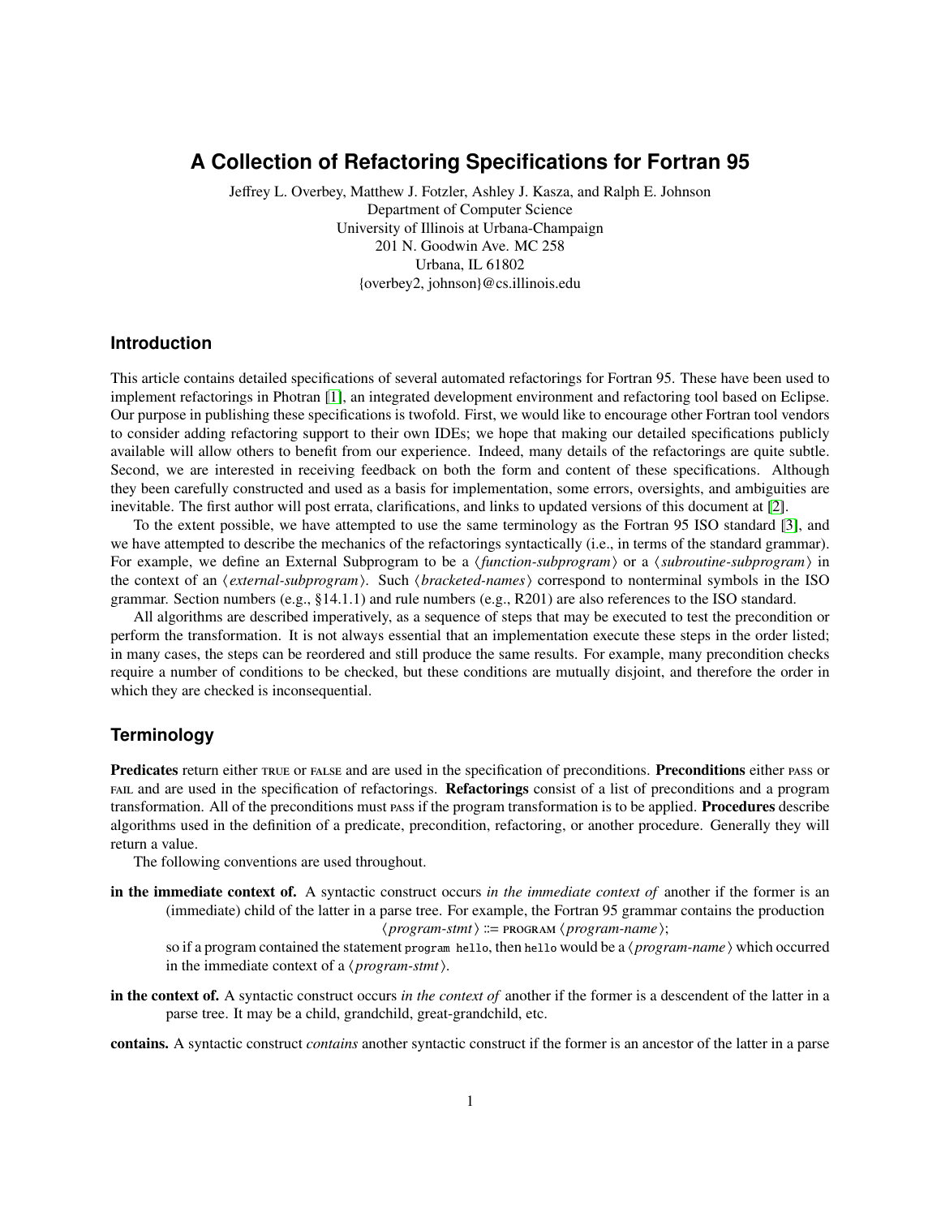# A Collection of Refactoring Specifications for Fortran 95

Jeffrey L. Overbey, Matthew J. Fotzler, Ashley J. Kasza, and Ralph E. Johnson
Department of Computer Science
University of Illinois at Urbana-Champaign
201 N. Goodwin Ave. MC 258
Urbana, IL 61802
{overbey2, johnson}@cs.illinois.edu

## Introduction

This article contains detailed specifications of several automated refactorings for Fortran 95. These have been used to implement refactorings in Photran [1], an integrated development environment and refactoring tool based on Eclipse. Our purpose in publishing these specifications is twofold. First, we would like to encourage other Fortran tool vendors to consider adding refactoring support to their own IDEs; we hope that making our detailed specifications publicly available will allow others to benefit from our experience. Indeed, many details of the refactorings are quite subtle. Second, we are interested in receiving feedback on both the form and content of these specifications. Although they been carefully constructed and used as a basis for implementation, some errors, oversights, and ambiguities are inevitable. The first author will post errata, clarifications, and links to updated versions of this document at [2].

To the extent possible, we have attempted to use the same terminology as the Fortran 95 ISO standard [3], and we have attempted to describe the mechanics of the refactorings syntactically (i.e., in terms of the standard grammar). For example, we define an External Subprogram to be a ⟨*function-subprogram*⟩ or a ⟨*subroutine-subprogram*⟩ in the context of an ⟨*external-subprogram*⟩. Such ⟨*bracketed-names*⟩ correspond to nonterminal symbols in the ISO grammar. Section numbers (e.g., §14.1.1) and rule numbers (e.g., R201) are also references to the ISO standard.

All algorithms are described imperatively, as a sequence of steps that may be executed to test the precondition or perform the transformation. It is not always essential that an implementation execute these steps in the order listed; in many cases, the steps can be reordered and still produce the same results. For example, many precondition checks require a number of conditions to be checked, but these conditions are mutually disjoint, and therefore the order in which they are checked is inconsequential.

## Terminology

**Predicates** return either TRUE or FALSE and are used in the specification of preconditions. **Preconditions** either PASS or FAIL and are used in the specification of refactorings. **Refactorings** consist of a list of preconditions and a program transformation. All of the preconditions must PASS if the program transformation is to be applied. **Procedures** describe algorithms used in the definition of a predicate, precondition, refactoring, or another procedure. Generally they will return a value.

The following conventions are used throughout.

**in the immediate context of.** A syntactic construct occurs *in the immediate context of* another if the former is an (immediate) child of the latter in a parse tree. For example, the Fortran 95 grammar contains the production

⟨*program-stmt*⟩ ::= PROGRAM ⟨*program-name*⟩;

so if a program contained the statement `program hello`, then `hello` would be a ⟨*program-name*⟩ which occurred in the immediate context of a ⟨*program-stmt*⟩.

**in the context of.** A syntactic construct occurs *in the context of* another if the former is a descendent of the latter in a parse tree. It may be a child, grandchild, great-grandchild, etc.

**contains.** A syntactic construct *contains* another syntactic construct if the former is an ancestor of the latter in a parse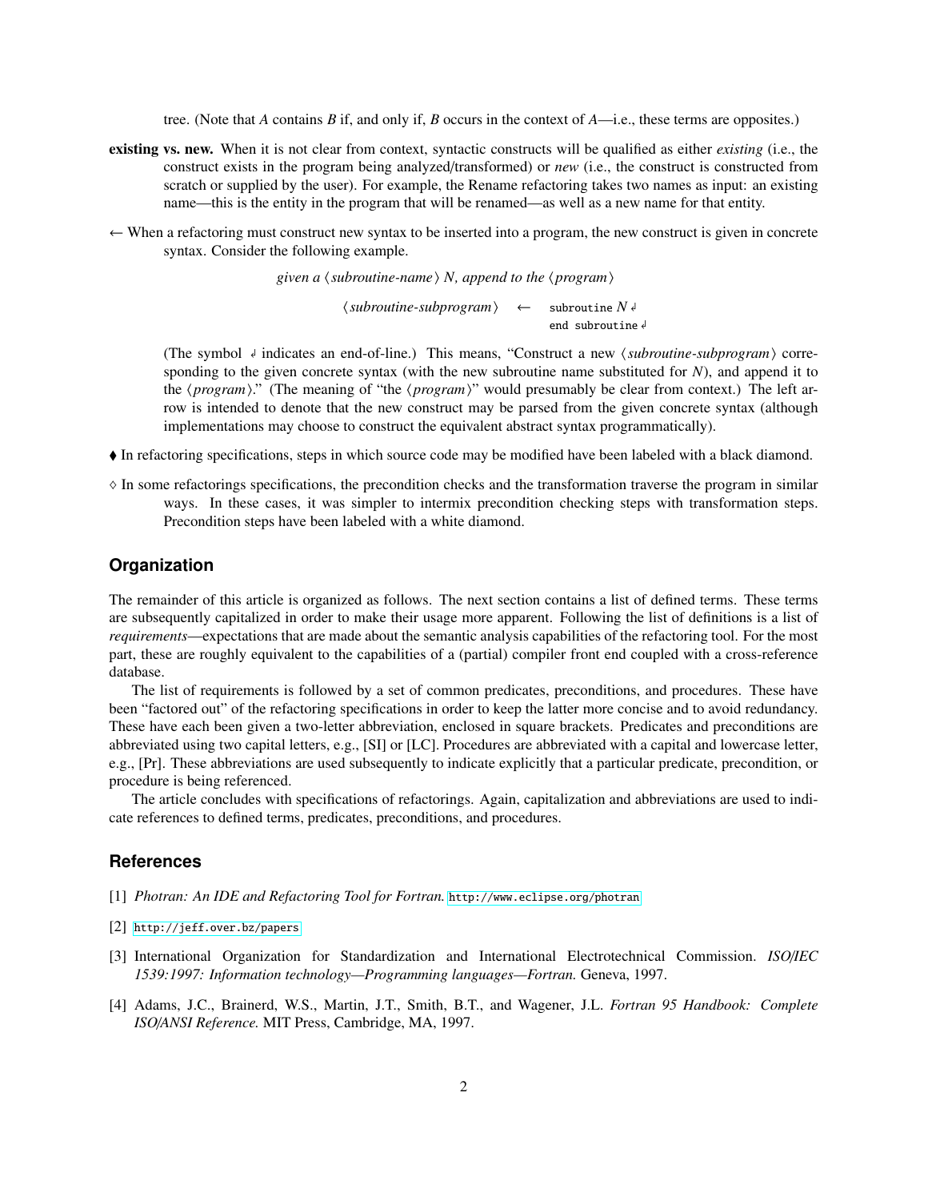tree. (Note that *A* contains *B* if, and only if, *B* occurs in the context of *A*—i.e., these terms are opposites.)

**existing vs. new.** When it is not clear from context, syntactic constructs will be qualified as either *existing* (i.e., the construct exists in the program being analyzed/transformed) or *new* (i.e., the construct is constructed from scratch or supplied by the user). For example, the Rename refactoring takes two names as input: an existing name—this is the entity in the program that will be renamed—as well as a new name for that entity.

← When a refactoring must construct new syntax to be inserted into a program, the new construct is given in concrete syntax. Consider the following example.

*given a ⟨subroutine-name⟩ N, append to the ⟨program⟩*

⟨*subroutine-subprogram*⟩ ← `subroutine` *N* ↵
`end subroutine` ↵

(The symbol ↵ indicates an end-of-line.) This means, "Construct a new ⟨*subroutine-subprogram*⟩ corresponding to the given concrete syntax (with the new subroutine name substituted for *N*), and append it to the ⟨*program*⟩." (The meaning of "the ⟨*program*⟩" would presumably be clear from context.) The left arrow is intended to denote that the new construct may be parsed from the given concrete syntax (although implementations may choose to construct the equivalent abstract syntax programmatically).

♦ In refactoring specifications, steps in which source code may be modified have been labeled with a black diamond.

◇ In some refactorings specifications, the precondition checks and the transformation traverse the program in similar ways. In these cases, it was simpler to intermix precondition checking steps with transformation steps. Precondition steps have been labeled with a white diamond.

## Organization

The remainder of this article is organized as follows. The next section contains a list of defined terms. These terms are subsequently capitalized in order to make their usage more apparent. Following the list of definitions is a list of *requirements*—expectations that are made about the semantic analysis capabilities of the refactoring tool. For the most part, these are roughly equivalent to the capabilities of a (partial) compiler front end coupled with a cross-reference database.

The list of requirements is followed by a set of common predicates, preconditions, and procedures. These have been "factored out" of the refactoring specifications in order to keep the latter more concise and to avoid redundancy. These have each been given a two-letter abbreviation, enclosed in square brackets. Predicates and preconditions are abbreviated using two capital letters, e.g., [SI] or [LC]. Procedures are abbreviated with a capital and lowercase letter, e.g., [Pr]. These abbreviations are used subsequently to indicate explicitly that a particular predicate, precondition, or procedure is being referenced.

The article concludes with specifications of refactorings. Again, capitalization and abbreviations are used to indicate references to defined terms, predicates, preconditions, and procedures.

## References

[1] *Photran: An IDE and Refactoring Tool for Fortran.* http://www.eclipse.org/photran

[2] http://jeff.over.bz/papers

[3] International Organization for Standardization and International Electrotechnical Commission. *ISO/IEC 1539:1997: Information technology—Programming languages—Fortran.* Geneva, 1997.

[4] Adams, J.C., Brainerd, W.S., Martin, J.T., Smith, B.T., and Wagener, J.L. *Fortran 95 Handbook: Complete ISO/ANSI Reference.* MIT Press, Cambridge, MA, 1997.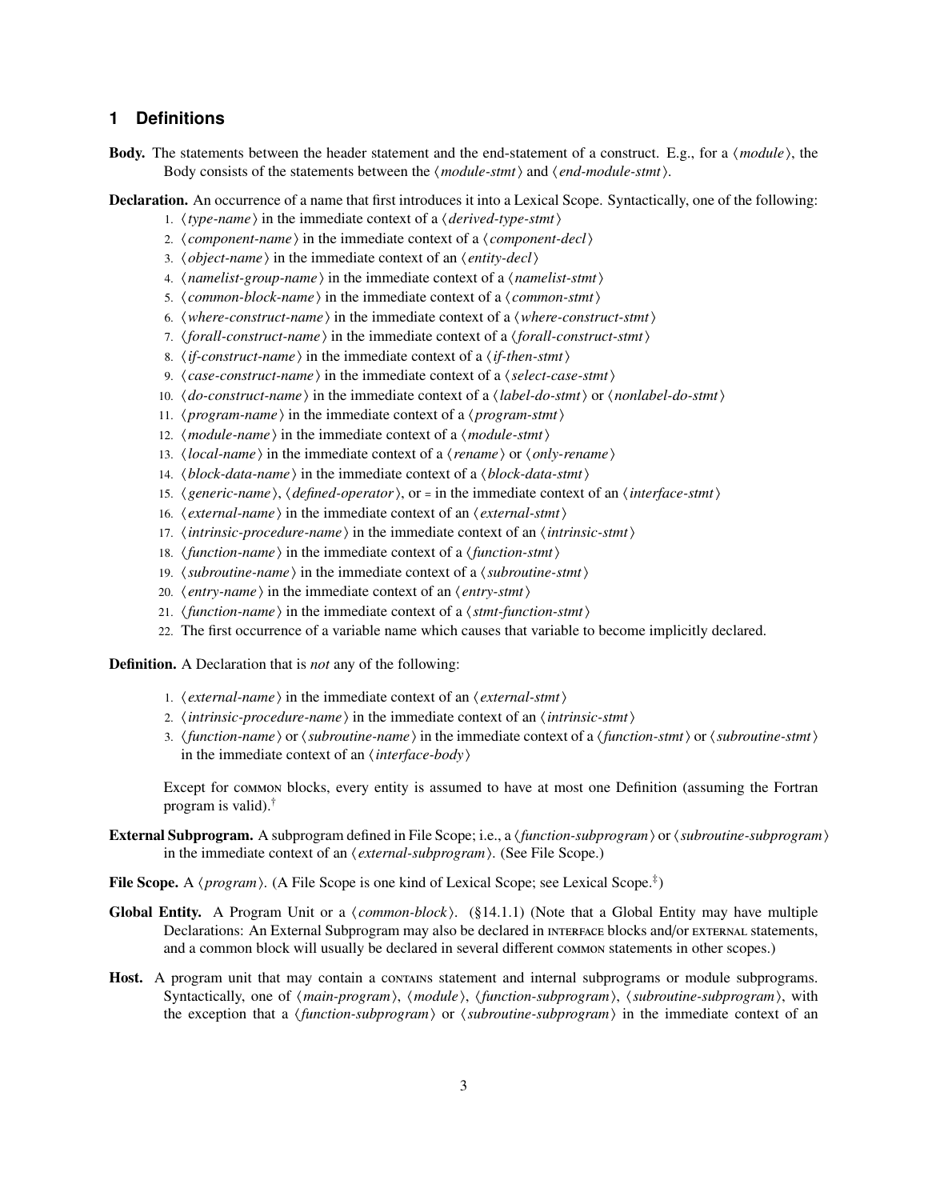## 1 Definitions

**Body.** The statements between the header statement and the end-statement of a construct. E.g., for a ⟨*module*⟩, the Body consists of the statements between the ⟨*module-stmt*⟩ and ⟨*end-module-stmt*⟩.

**Declaration.** An occurrence of a name that first introduces it into a Lexical Scope. Syntactically, one of the following:

1. ⟨*type-name*⟩ in the immediate context of a ⟨*derived-type-stmt*⟩
2. ⟨*component-name*⟩ in the immediate context of a ⟨*component-decl*⟩
3. ⟨*object-name*⟩ in the immediate context of an ⟨*entity-decl*⟩
4. ⟨*namelist-group-name*⟩ in the immediate context of a ⟨*namelist-stmt*⟩
5. ⟨*common-block-name*⟩ in the immediate context of a ⟨*common-stmt*⟩
6. ⟨*where-construct-name*⟩ in the immediate context of a ⟨*where-construct-stmt*⟩
7. ⟨*forall-construct-name*⟩ in the immediate context of a ⟨*forall-construct-stmt*⟩
8. ⟨*if-construct-name*⟩ in the immediate context of a ⟨*if-then-stmt*⟩
9. ⟨*case-construct-name*⟩ in the immediate context of a ⟨*select-case-stmt*⟩
10. ⟨*do-construct-name*⟩ in the immediate context of a ⟨*label-do-stmt*⟩ or ⟨*nonlabel-do-stmt*⟩
11. ⟨*program-name*⟩ in the immediate context of a ⟨*program-stmt*⟩
12. ⟨*module-name*⟩ in the immediate context of a ⟨*module-stmt*⟩
13. ⟨*local-name*⟩ in the immediate context of a ⟨*rename*⟩ or ⟨*only-rename*⟩
14. ⟨*block-data-name*⟩ in the immediate context of a ⟨*block-data-stmt*⟩
15. ⟨*generic-name*⟩, ⟨*defined-operator*⟩, or = in the immediate context of an ⟨*interface-stmt*⟩
16. ⟨*external-name*⟩ in the immediate context of an ⟨*external-stmt*⟩
17. ⟨*intrinsic-procedure-name*⟩ in the immediate context of an ⟨*intrinsic-stmt*⟩
18. ⟨*function-name*⟩ in the immediate context of a ⟨*function-stmt*⟩
19. ⟨*subroutine-name*⟩ in the immediate context of a ⟨*subroutine-stmt*⟩
20. ⟨*entry-name*⟩ in the immediate context of an ⟨*entry-stmt*⟩
21. ⟨*function-name*⟩ in the immediate context of a ⟨*stmt-function-stmt*⟩
22. The first occurrence of a variable name which causes that variable to become implicitly declared.

**Definition.** A Declaration that is *not* any of the following:

1. ⟨*external-name*⟩ in the immediate context of an ⟨*external-stmt*⟩
2. ⟨*intrinsic-procedure-name*⟩ in the immediate context of an ⟨*intrinsic-stmt*⟩
3. ⟨*function-name*⟩ or ⟨*subroutine-name*⟩ in the immediate context of a ⟨*function-stmt*⟩ or ⟨*subroutine-stmt*⟩ in the immediate context of an ⟨*interface-body*⟩

Except for COMMON blocks, every entity is assumed to have at most one Definition (assuming the Fortran program is valid).[†]

**External Subprogram.** A subprogram defined in File Scope; i.e., a ⟨*function-subprogram*⟩ or ⟨*subroutine-subprogram*⟩ in the immediate context of an ⟨*external-subprogram*⟩. (See File Scope.)

**File Scope.** A ⟨*program*⟩. (A File Scope is one kind of Lexical Scope; see Lexical Scope.[‡])

**Global Entity.** A Program Unit or a ⟨*common-block*⟩. (§14.1.1) (Note that a Global Entity may have multiple Declarations: An External Subprogram may also be declared in INTERFACE blocks and/or EXTERNAL statements, and a common block will usually be declared in several different COMMON statements in other scopes.)

**Host.** A program unit that may contain a CONTAINS statement and internal subprograms or module subprograms. Syntactically, one of ⟨*main-program*⟩, ⟨*module*⟩, ⟨*function-subprogram*⟩, ⟨*subroutine-subprogram*⟩, with the exception that a ⟨*function-subprogram*⟩ or ⟨*subroutine-subprogram*⟩ in the immediate context of an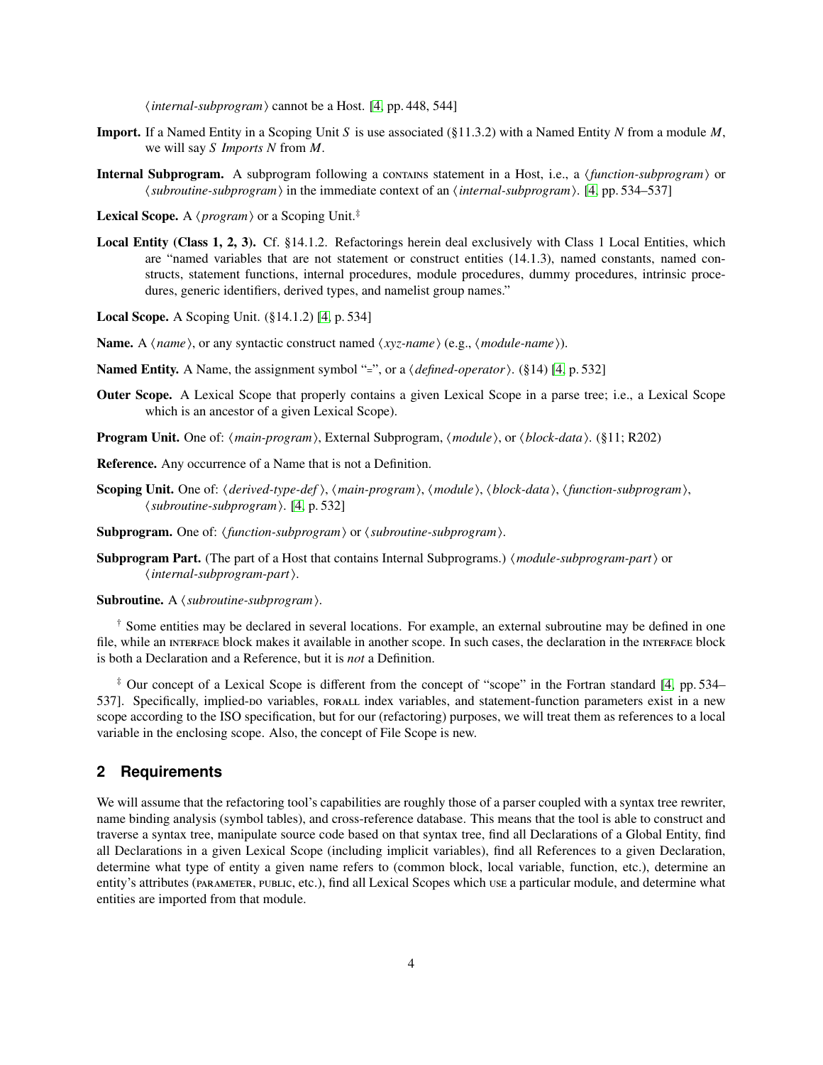⟨*internal-subprogram*⟩ cannot be a Host. [4, pp. 448, 544]

**Import.** If a Named Entity in a Scoping Unit *S* is use associated (§11.3.2) with a Named Entity *N* from a module *M*, we will say *S Imports N* from *M*.

**Internal Subprogram.** A subprogram following a CONTAINS statement in a Host, i.e., a ⟨*function-subprogram*⟩ or ⟨*subroutine-subprogram*⟩ in the immediate context of an ⟨*internal-subprogram*⟩. [4, pp. 534–537]

**Lexical Scope.** A ⟨*program*⟩ or a Scoping Unit.‡

**Local Entity (Class 1, 2, 3).** Cf. §14.1.2. Refactorings herein deal exclusively with Class 1 Local Entities, which are "named variables that are not statement or construct entities (14.1.3), named constants, named constructs, statement functions, internal procedures, module procedures, dummy procedures, intrinsic procedures, generic identifiers, derived types, and namelist group names."

**Local Scope.** A Scoping Unit. (§14.1.2) [4, p. 534]

**Name.** A ⟨*name*⟩, or any syntactic construct named ⟨*xyz-name*⟩ (e.g., ⟨*module-name*⟩).

**Named Entity.** A Name, the assignment symbol "=", or a ⟨*defined-operator*⟩. (§14) [4, p. 532]

**Outer Scope.** A Lexical Scope that properly contains a given Lexical Scope in a parse tree; i.e., a Lexical Scope which is an ancestor of a given Lexical Scope).

**Program Unit.** One of: ⟨*main-program*⟩, External Subprogram, ⟨*module*⟩, or ⟨*block-data*⟩. (§11; R202)

**Reference.** Any occurrence of a Name that is not a Definition.

**Scoping Unit.** One of: ⟨*derived-type-def*⟩, ⟨*main-program*⟩, ⟨*module*⟩, ⟨*block-data*⟩, ⟨*function-subprogram*⟩, ⟨*subroutine-subprogram*⟩. [4, p. 532]

**Subprogram.** One of: ⟨*function-subprogram*⟩ or ⟨*subroutine-subprogram*⟩.

**Subprogram Part.** (The part of a Host that contains Internal Subprograms.) ⟨*module-subprogram-part*⟩ or ⟨*internal-subprogram-part*⟩.

**Subroutine.** A ⟨*subroutine-subprogram*⟩.

† Some entities may be declared in several locations. For example, an external subroutine may be defined in one file, while an INTERFACE block makes it available in another scope. In such cases, the declaration in the INTERFACE block is both a Declaration and a Reference, but it is *not* a Definition.

‡ Our concept of a Lexical Scope is different from the concept of "scope" in the Fortran standard [4, pp. 534–537]. Specifically, implied-DO variables, FORALL index variables, and statement-function parameters exist in a new scope according to the ISO specification, but for our (refactoring) purposes, we will treat them as references to a local variable in the enclosing scope. Also, the concept of File Scope is new.

## 2 Requirements

We will assume that the refactoring tool's capabilities are roughly those of a parser coupled with a syntax tree rewriter, name binding analysis (symbol tables), and cross-reference database. This means that the tool is able to construct and traverse a syntax tree, manipulate source code based on that syntax tree, find all Declarations of a Global Entity, find all Declarations in a given Lexical Scope (including implicit variables), find all References to a given Declaration, determine what type of entity a given name refers to (common block, local variable, function, etc.), determine an entity's attributes (PARAMETER, PUBLIC, etc.), find all Lexical Scopes which USE a particular module, and determine what entities are imported from that module.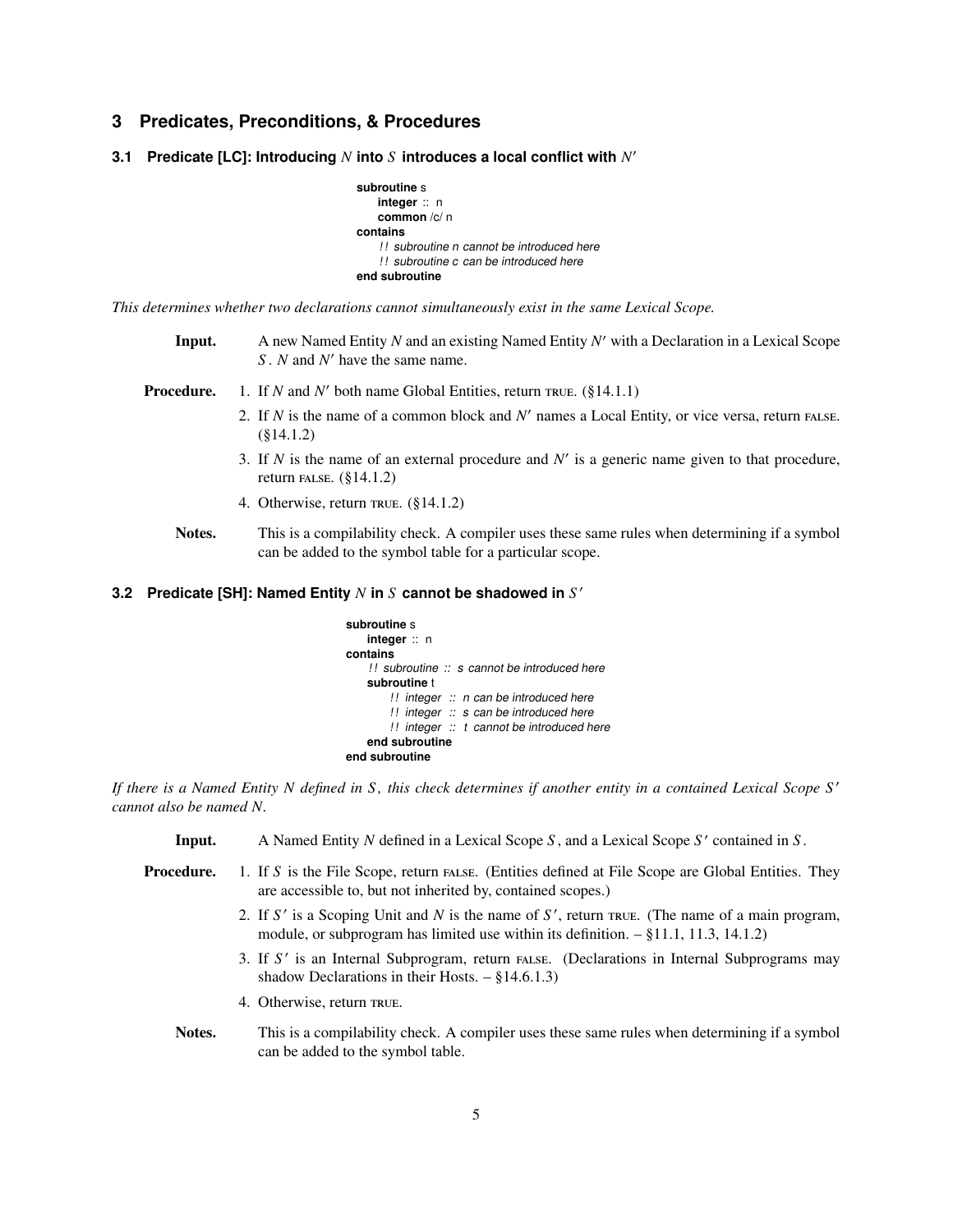## 3 Predicates, Preconditions, & Procedures

### 3.1 Predicate [LC]: Introducing $N$ into $S$ introduces a local conflict with $N'$

```
subroutine s
    integer :: n
    common /c/ n
contains
    !! subroutine n cannot be introduced here
    !! subroutine c can be introduced here
end subroutine
```

*This determines whether two declarations cannot simultaneously exist in the same Lexical Scope.*

**Input.** A new Named Entity $N$ and an existing Named Entity $N'$ with a Declaration in a Lexical Scope $S$. $N$ and $N'$ have the same name.

**Procedure.**

1. If $N$ and $N'$ both name Global Entities, return TRUE. (§14.1.1)
2. If $N$ is the name of a common block and $N'$ names a Local Entity, or vice versa, return FALSE. (§14.1.2)
3. If $N$ is the name of an external procedure and $N'$ is a generic name given to that procedure, return FALSE. (§14.1.2)
4. Otherwise, return TRUE. (§14.1.2)

**Notes.** This is a compilability check. A compiler uses these same rules when determining if a symbol can be added to the symbol table for a particular scope.

### 3.2 Predicate [SH]: Named Entity $N$ in $S$ cannot be shadowed in $S'$

```
subroutine s
    integer :: n
contains
    !! subroutine :: s cannot be introduced here
    subroutine t
        !! integer :: n can be introduced here
        !! integer :: s can be introduced here
        !! integer :: t cannot be introduced here
    end subroutine
end subroutine
```

*If there is a Named Entity $N$ defined in $S$, this check determines if another entity in a contained Lexical Scope $S'$ cannot also be named $N$.*

**Input.** A Named Entity $N$ defined in a Lexical Scope $S$, and a Lexical Scope $S'$ contained in $S$.

**Procedure.**

1. If $S$ is the File Scope, return FALSE. (Entities defined at File Scope are Global Entities. They are accessible to, but not inherited by, contained scopes.)
2. If $S'$ is a Scoping Unit and $N$ is the name of $S'$, return TRUE. (The name of a main program, module, or subprogram has limited use within its definition. – §11.1, 11.3, 14.1.2)
3. If $S'$ is an Internal Subprogram, return FALSE. (Declarations in Internal Subprograms may shadow Declarations in their Hosts. – §14.6.1.3)
4. Otherwise, return TRUE.

**Notes.** This is a compilability check. A compiler uses these same rules when determining if a symbol can be added to the symbol table.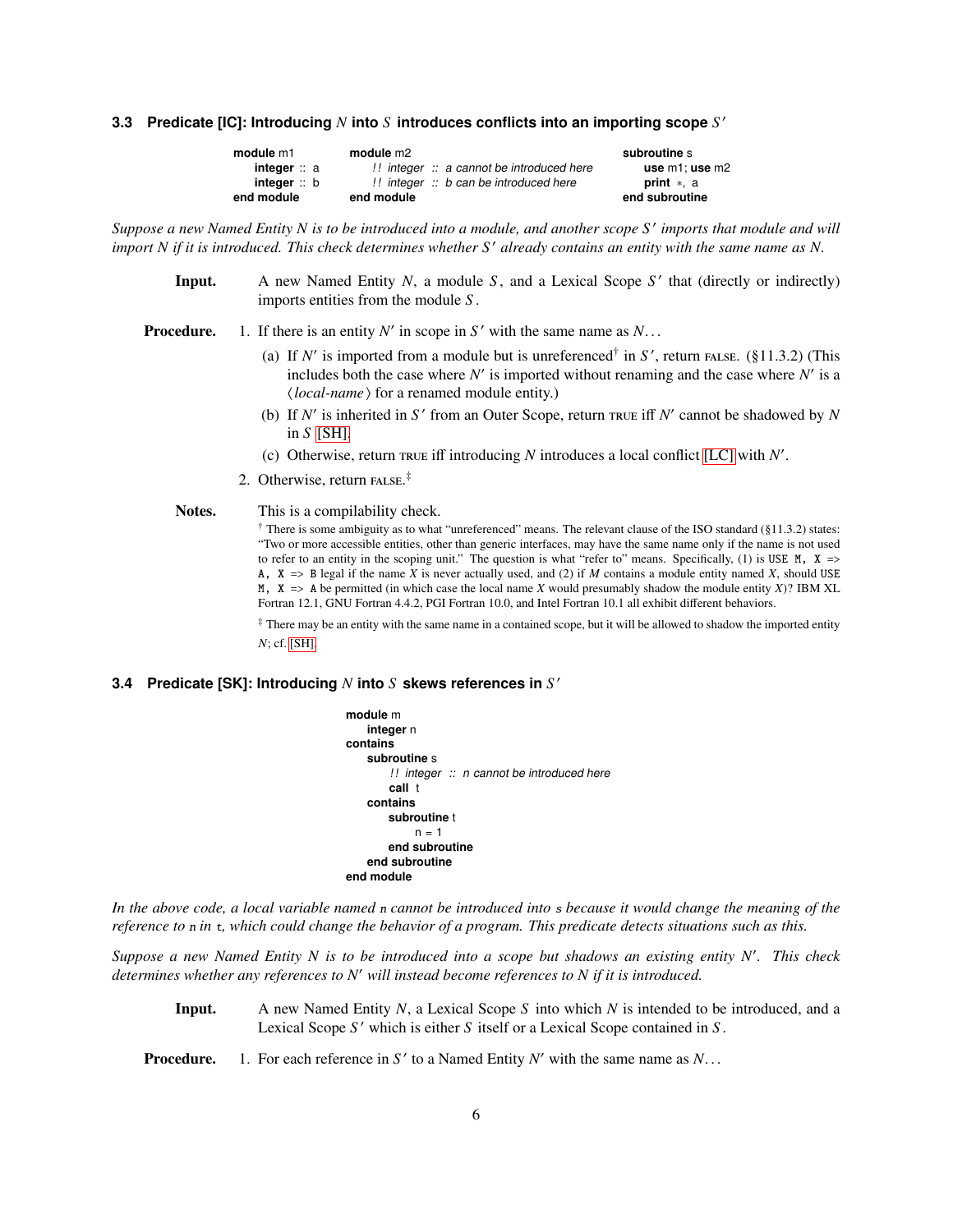### 3.3 Predicate [IC]: Introducing $N$ into $S$ introduces conflicts into an importing scope $S'$

```
module m1          module m2                                       subroutine s
    integer :: a       !! integer :: a cannot be introduced here       use m1; use m2
    integer :: b       !! integer :: b can be introduced here          print *, a
end module         end module                                      end subroutine
```

*Suppose a new Named Entity $N$ is to be introduced into a module, and another scope $S'$ imports that module and will import $N$ if it is introduced. This check determines whether $S'$ already contains an entity with the same name as $N$.*

**Input.** A new Named Entity $N$, a module $S$, and a Lexical Scope $S'$ that (directly or indirectly) imports entities from the module $S$.

**Procedure.**

1. If there is an entity $N'$ in scope in $S'$ with the same name as $N$...
   (a) If $N'$ is imported from a module but is unreferenced[†] in $S'$, return FALSE. (§11.3.2) (This includes both the case where $N'$ is imported without renaming and the case where $N'$ is a ⟨*local-name*⟩ for a renamed module entity.)
   (b) If $N'$ is inherited in $S'$ from an Outer Scope, return TRUE iff $N'$ cannot be shadowed by $N$ in $S$ [SH].
   (c) Otherwise, return TRUE iff introducing $N$ introduces a local conflict [LC] with $N'$.
2. Otherwise, return FALSE.[‡]

**Notes.** This is a compilability check.

[†] There is some ambiguity as to what "unreferenced" means. The relevant clause of the ISO standard (§11.3.2) states: "Two or more accessible entities, other than generic interfaces, may have the same name only if the name is not used to refer to an entity in the scoping unit." The question is what "refer to" means. Specifically, (1) is `USE M, X => A, X => B` legal if the name $X$ is never actually used, and (2) if $M$ contains a module entity named $X$, should `USE M, X => A` be permitted (in which case the local name $X$ would presumably shadow the module entity $X$)? IBM XL Fortran 12.1, GNU Fortran 4.4.2, PGI Fortran 10.0, and Intel Fortran 10.1 all exhibit different behaviors.

[‡] There may be an entity with the same name in a contained scope, but it will be allowed to shadow the imported entity $N$; cf. [SH].

### 3.4 Predicate [SK]: Introducing $N$ into $S$ skews references in $S'$

```
module m
    integer n
contains
    subroutine s
        !! integer :: n cannot be introduced here
        call t
    contains
        subroutine t
            n = 1
        end subroutine
    end subroutine
end module
```

*In the above code, a local variable named `n` cannot be introduced into `s` because it would change the meaning of the reference to `n` in `t`, which could change the behavior of a program. This predicate detects situations such as this.*

*Suppose a new Named Entity $N$ is to be introduced into a scope but shadows an existing entity $N'$. This check determines whether any references to $N'$ will instead become references to $N$ if it is introduced.*

**Input.** A new Named Entity $N$, a Lexical Scope $S$ into which $N$ is intended to be introduced, and a Lexical Scope $S'$ which is either $S$ itself or a Lexical Scope contained in $S$.

**Procedure.**

1. For each reference in $S'$ to a Named Entity $N'$ with the same name as $N$...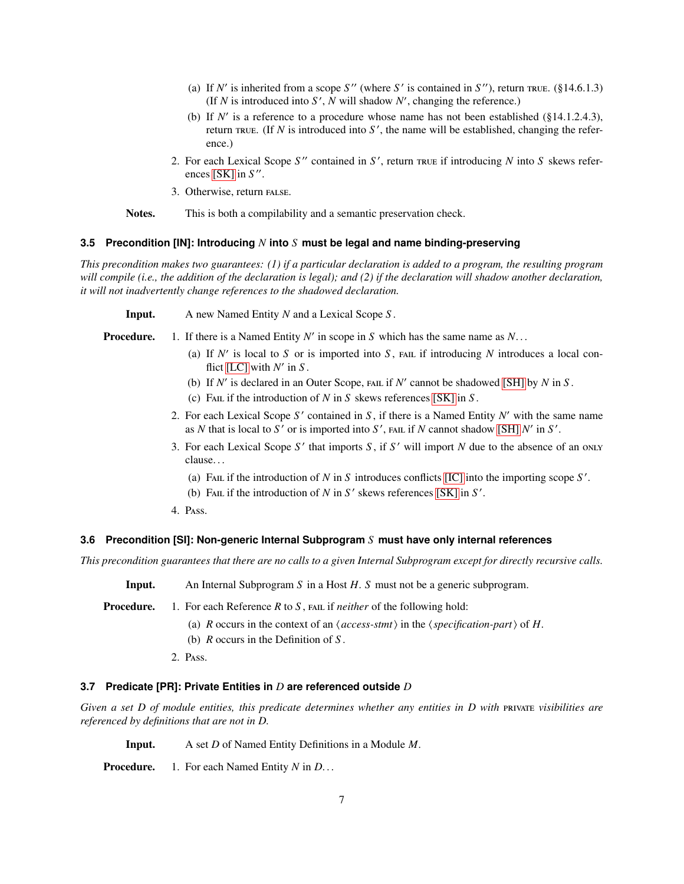(a) If $N'$ is inherited from a scope $S''$ (where $S'$ is contained in $S''$), return TRUE. (§14.6.1.3) (If $N$ is introduced into $S'$, $N$ will shadow $N'$, changing the reference.)
   (b) If $N'$ is a reference to a procedure whose name has not been established (§14.1.2.4.3), return TRUE. (If $N$ is introduced into $S'$, the name will be established, changing the reference.)

2. For each Lexical Scope $S''$ contained in $S'$, return TRUE if introducing $N$ into $S$ skews references [SK] in $S''$.
3. Otherwise, return FALSE.

**Notes.** This is both a compilability and a semantic preservation check.

### 3.5 Precondition [IN]: Introducing $N$ into $S$ must be legal and name binding-preserving

*This precondition makes two guarantees: (1) if a particular declaration is added to a program, the resulting program will compile (i.e., the addition of the declaration is legal); and (2) if the declaration will shadow another declaration, it will not inadvertently change references to the shadowed declaration.*

**Input.** A new Named Entity $N$ and a Lexical Scope $S$.

**Procedure.**

1. If there is a Named Entity $N'$ in scope in $S$ which has the same name as $N$...
   (a) If $N'$ is local to $S$ or is imported into $S$, FAIL if introducing $N$ introduces a local conflict [LC] with $N'$ in $S$.
   (b) If $N'$ is declared in an Outer Scope, FAIL if $N'$ cannot be shadowed [SH] by $N$ in $S$.
   (c) FAIL if the introduction of $N$ in $S$ skews references [SK] in $S$.
2. For each Lexical Scope $S'$ contained in $S$, if there is a Named Entity $N'$ with the same name as $N$ that is local to $S'$ or is imported into $S'$, FAIL if $N$ cannot shadow [SH] $N'$ in $S'$.
3. For each Lexical Scope $S'$ that imports $S$, if $S'$ will import $N$ due to the absence of an ONLY clause...
   (a) FAIL if the introduction of $N$ in $S$ introduces conflicts [IC] into the importing scope $S'$.
   (b) FAIL if the introduction of $N$ in $S'$ skews references [SK] in $S'$.
4. PASS.

### 3.6 Precondition [SI]: Non-generic Internal Subprogram $S$ must have only internal references

*This precondition guarantees that there are no calls to a given Internal Subprogram except for directly recursive calls.*

**Input.** An Internal Subprogram $S$ in a Host $H$. $S$ must not be a generic subprogram.

**Procedure.**

1. For each Reference $R$ to $S$, FAIL if *neither* of the following hold:
   (a) $R$ occurs in the context of an ⟨*access-stmt*⟩ in the ⟨*specification-part*⟩ of $H$.
   (b) $R$ occurs in the Definition of $S$.
2. PASS.

### 3.7 Predicate [PR]: Private Entities in $D$ are referenced outside $D$

*Given a set D of module entities, this predicate determines whether any entities in D with PRIVATE visibilities are referenced by definitions that are not in D.*

**Input.** A set $D$ of Named Entity Definitions in a Module $M$.

**Procedure.**

1. For each Named Entity $N$ in $D$...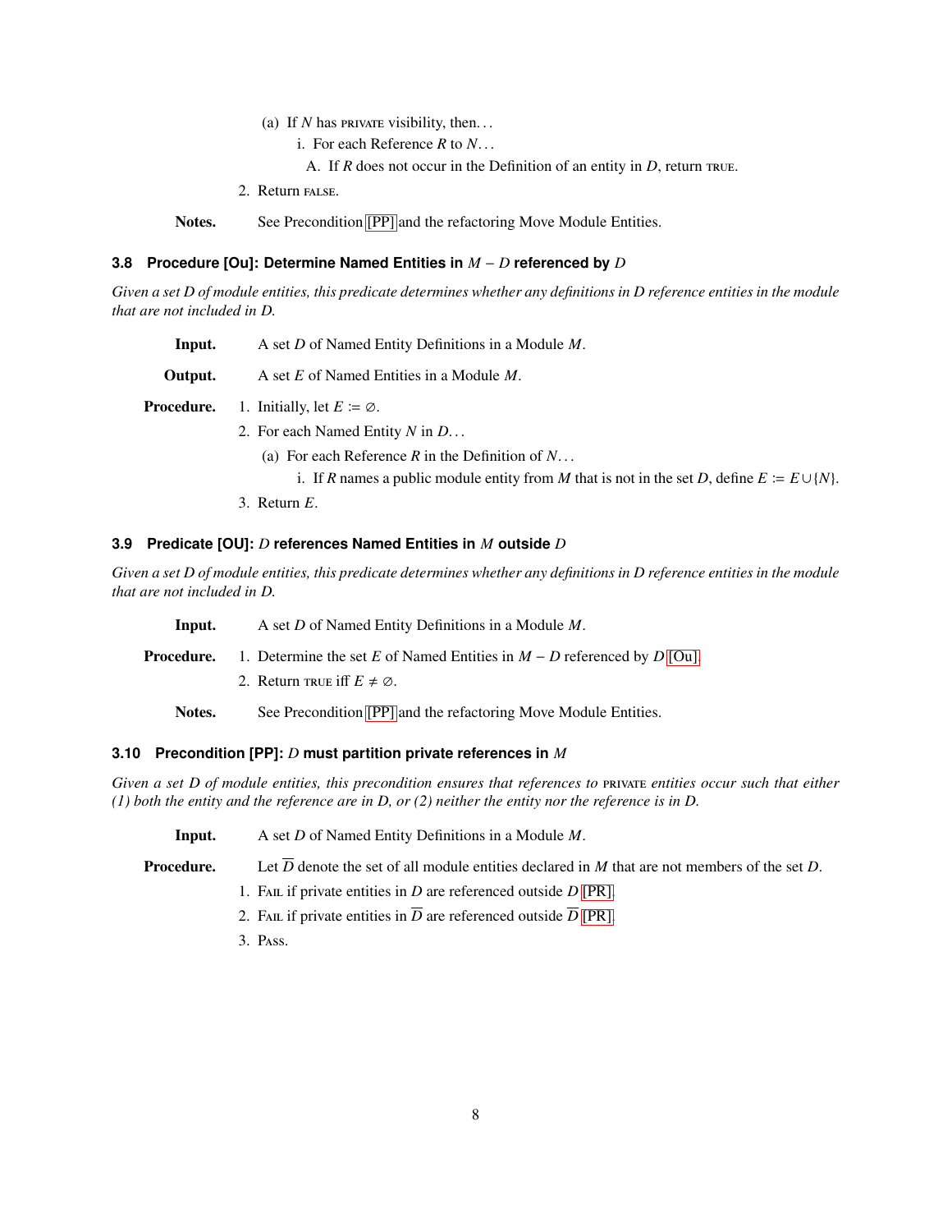(a) If $N$ has PRIVATE visibility, then...

   i. For each Reference $R$ to $N$...

      A. If $R$ does not occur in the Definition of an entity in $D$, return TRUE.

2. Return FALSE.

**Notes.** See Precondition [PP] and the refactoring Move Module Entities.

### 3.8 Procedure [Ou]: Determine Named Entities in $M - D$ referenced by $D$

*Given a set D of module entities, this predicate determines whether any definitions in D reference entities in the module that are not included in D.*

**Input.** A set $D$ of Named Entity Definitions in a Module $M$.

**Output.** A set $E$ of Named Entities in a Module $M$.

**Procedure.**

1. Initially, let $E := \emptyset$.
2. For each Named Entity $N$ in $D$...
   (a) For each Reference $R$ in the Definition of $N$...
      i. If $R$ names a public module entity from $M$ that is not in the set $D$, define $E := E \cup \{N\}$.
3. Return $E$.

### 3.9 Predicate [OU]: $D$ references Named Entities in $M$ outside $D$

*Given a set D of module entities, this predicate determines whether any definitions in D reference entities in the module that are not included in D.*

**Input.** A set $D$ of Named Entity Definitions in a Module $M$.

**Procedure.**

1. Determine the set $E$ of Named Entities in $M - D$ referenced by $D$ [Ou].
2. Return TRUE iff $E \neq \emptyset$.

**Notes.** See Precondition [PP] and the refactoring Move Module Entities.

### 3.10 Precondition [PP]: $D$ must partition private references in $M$

*Given a set D of module entities, this precondition ensures that references to PRIVATE entities occur such that either (1) both the entity and the reference are in D, or (2) neither the entity nor the reference is in D.*

**Input.** A set $D$ of Named Entity Definitions in a Module $M$.

**Procedure.** Let $\overline{D}$ denote the set of all module entities declared in $M$ that are not members of the set $D$.

1. FAIL if private entities in $D$ are referenced outside $D$ [PR].
2. FAIL if private entities in $\overline{D}$ are referenced outside $\overline{D}$ [PR].
3. PASS.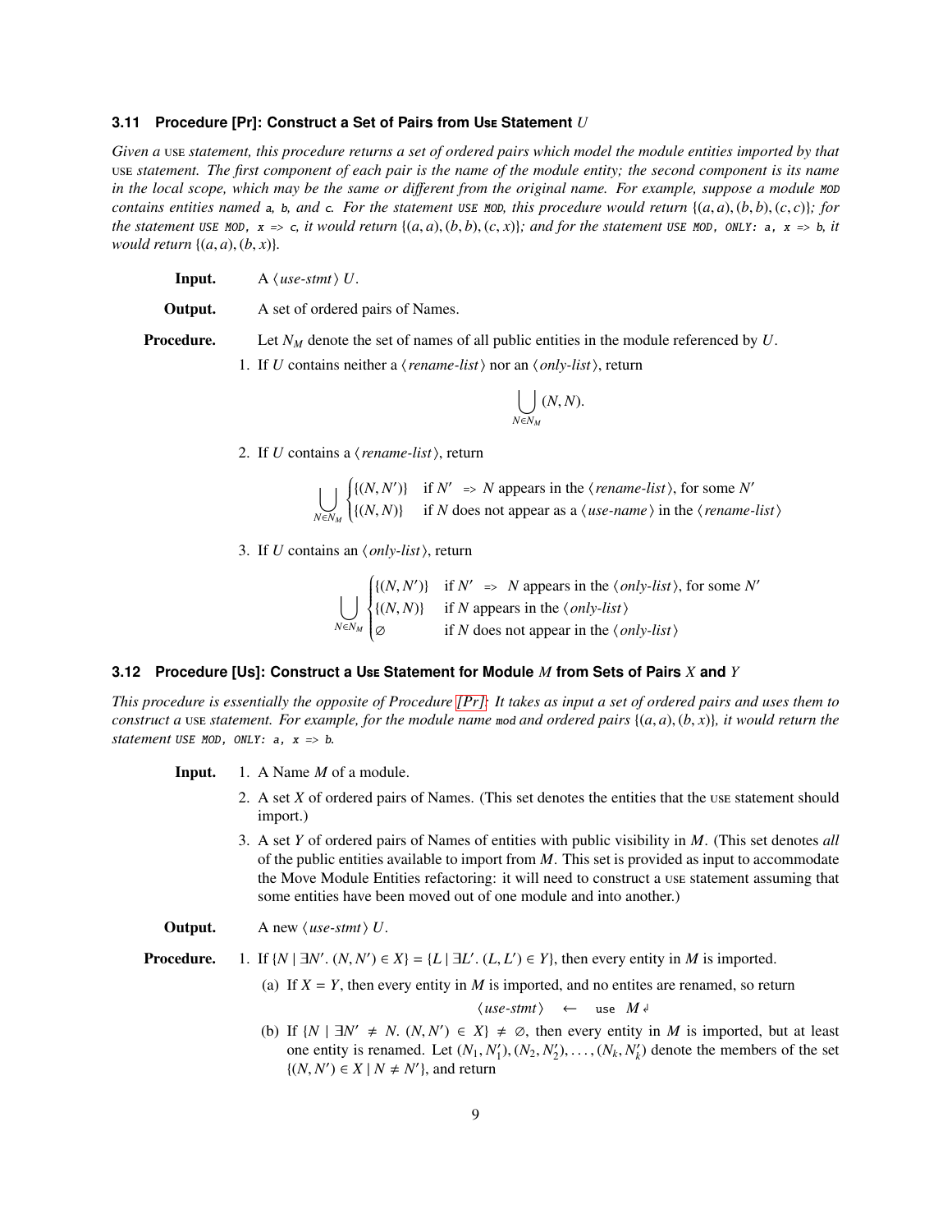### 3.11 Procedure [Pr]: Construct a Set of Pairs from Use Statement $U$

*Given a* use *statement, this procedure returns a set of ordered pairs which model the module entities imported by that* use *statement. The first component of each pair is the name of the module entity; the second component is its name in the local scope, which may be the same or different from the original name. For example, suppose a module* `MOD` *contains entities named* `a`*,* `b`*, and* `c`*. For the statement* `USE MOD`*, this procedure would return* $\{(a,a),(b,b),(c,c)\}$*; for the statement* `USE MOD, x => c`*, it would return* $\{(a,a),(b,b),(c,x)\}$*; and for the statement* `USE MOD, ONLY: a, x => b`*, it would return* $\{(a,a),(b,x)\}$*.*

**Input.** A $\langle$*use-stmt*$\rangle$ $U$.

**Output.** A set of ordered pairs of Names.

**Procedure.** Let $N_M$ denote the set of names of all public entities in the module referenced by $U$.

1. If $U$ contains neither a $\langle$*rename-list*$\rangle$ nor an $\langle$*only-list*$\rangle$, return

$$\bigcup_{N \in N_M} (N, N).$$

2. If $U$ contains a $\langle$*rename-list*$\rangle$, return

$$\bigcup_{N \in N_M} \begin{cases} \{(N, N')\} & \text{if } N' \texttt{ => } N \text{ appears in the } \langle \textit{rename-list} \rangle\text{, for some } N' \\ \{(N, N)\} & \text{if } N \text{ does not appear as a } \langle \textit{use-name} \rangle \text{ in the } \langle \textit{rename-list} \rangle \end{cases}$$

3. If $U$ contains an $\langle$*only-list*$\rangle$, return

$$\bigcup_{N \in N_M} \begin{cases} \{(N, N')\} & \text{if } N' \texttt{ => } N \text{ appears in the } \langle \textit{only-list} \rangle\text{, for some } N' \\ \{(N, N)\} & \text{if } N \text{ appears in the } \langle \textit{only-list} \rangle \\ \varnothing & \text{if } N \text{ does not appear in the } \langle \textit{only-list} \rangle \end{cases}$$

### 3.12 Procedure [Us]: Construct a Use Statement for Module $M$ from Sets of Pairs $X$ and $Y$

*This procedure is essentially the opposite of Procedure [Pr]: It takes as input a set of ordered pairs and uses them to construct a* use *statement. For example, for the module name* `mod` *and ordered pairs* $\{(a,a),(b,x)\}$*, it would return the statement* `USE MOD, ONLY: a, x => b`*.*

**Input.**
1. A Name $M$ of a module.
2. A set $X$ of ordered pairs of Names. (This set denotes the entities that the use statement should import.)
3. A set $Y$ of ordered pairs of Names of entities with public visibility in $M$. (This set denotes *all* of the public entities available to import from $M$. This set is provided as input to accommodate the Move Module Entities refactoring: it will need to construct a use statement assuming that some entities have been moved out of one module and into another.)

**Output.** A new $\langle$*use-stmt*$\rangle$ $U$.

**Procedure.**
1. If $\{N \mid \exists N'.\ (N, N') \in X\} = \{L \mid \exists L'.\ (L, L') \in Y\}$, then every entity in $M$ is imported.
   (a) If $X = Y$, then every entity in $M$ is imported, and no entites are renamed, so return

   $$\langle \textit{use-stmt} \rangle \quad \leftarrow \quad \texttt{use} \ \ M ↵$$

   (b) If $\{N \mid \exists N' \neq N.\ (N, N') \in X\} \neq \varnothing$, then every entity in $M$ is imported, but at least one entity is renamed. Let $(N_1, N_1'), (N_2, N_2'), \ldots, (N_k, N_k')$ denote the members of the set $\{(N, N') \in X \mid N \neq N'\}$, and return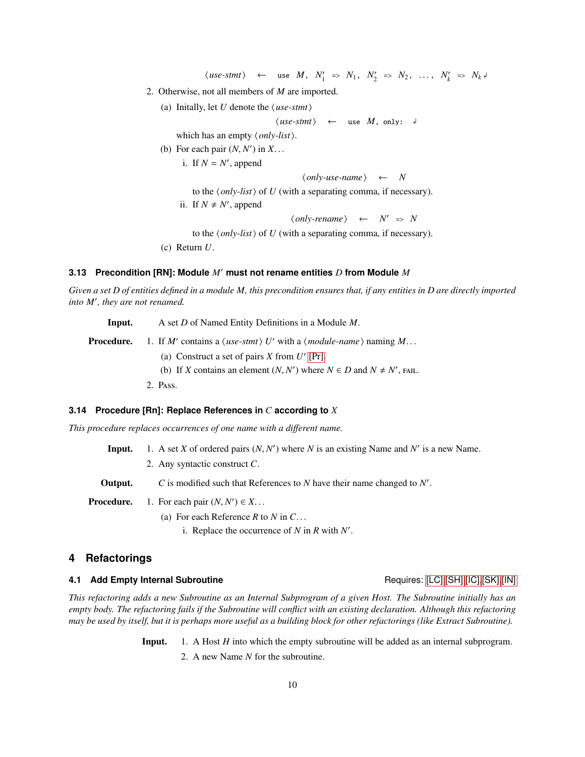$\langle$*use-stmt*$\rangle$ $\leftarrow$ `use` $M$, $N'_1$ `=>` $N_1$, $N'_2$ `=>` $N_2$, ..., $N'_k$ `=>` $N_k$ ↲

2. Otherwise, not all members of $M$ are imported.
   (a) Initially, let $U$ denote the $\langle$*use-stmt*$\rangle$

   $\langle$*use-stmt*$\rangle$ $\leftarrow$ `use` $M$, `only:` ↲

   which has an empty $\langle$*only-list*$\rangle$.

   (b) For each pair $(N, N')$ in $X$...
      i. If $N = N'$, append

      $\langle$*only-use-name*$\rangle$ $\leftarrow$ $N$

      to the $\langle$*only-list*$\rangle$ of $U$ (with a separating comma, if necessary).

      ii. If $N \neq N'$, append

      $\langle$*only-rename*$\rangle$ $\leftarrow$ $N'$ `=>` $N$

      to the $\langle$*only-list*$\rangle$ of $U$ (with a separating comma, if necessary).

   (c) Return $U$.

### 3.13 Precondition [RN]: Module $M'$ must not rename entities $D$ from Module $M$

*Given a set D of entities defined in a module M, this precondition ensures that, if any entities in D are directly imported into M′, they are not renamed.*

**Input.** A set $D$ of Named Entity Definitions in a Module $M$.

**Procedure.**
1. If $M'$ contains a $\langle$*use-stmt*$\rangle$ $U'$ with a $\langle$*module-name*$\rangle$ naming $M$...
   (a) Construct a set of pairs $X$ from $U'$ [Pr].
   (b) If $X$ contains an element $(N, N')$ where $N \in D$ and $N \neq N'$, FAIL.
2. PASS.

### 3.14 Procedure [Rn]: Replace References in $C$ according to $X$

*This procedure replaces occurrences of one name with a different name.*

**Input.**
1. A set $X$ of ordered pairs $(N, N')$ where $N$ is an existing Name and $N'$ is a new Name.
2. Any syntactic construct $C$.

**Output.** $C$ is modified such that References to $N$ have their name changed to $N'$.

**Procedure.**
1. For each pair $(N, N') \in X$...
   (a) For each Reference $R$ to $N$ in $C$...
      i. Replace the occurrence of $N$ in $R$ with $N'$.

## 4 Refactorings

### 4.1 Add Empty Internal Subroutine

Requires: [LC] [SH] [IC] [SK] [IN]

*This refactoring adds a new Subroutine as an Internal Subprogram of a given Host. The Subroutine initially has an empty body. The refactoring fails if the Subroutine will conflict with an existing declaration. Although this refactoring may be used by itself, but it is perhaps more useful as a building block for other refactorings (like Extract Subroutine).*

**Input.**
1. A Host $H$ into which the empty subroutine will be added as an internal subprogram.
2. A new Name $N$ for the subroutine.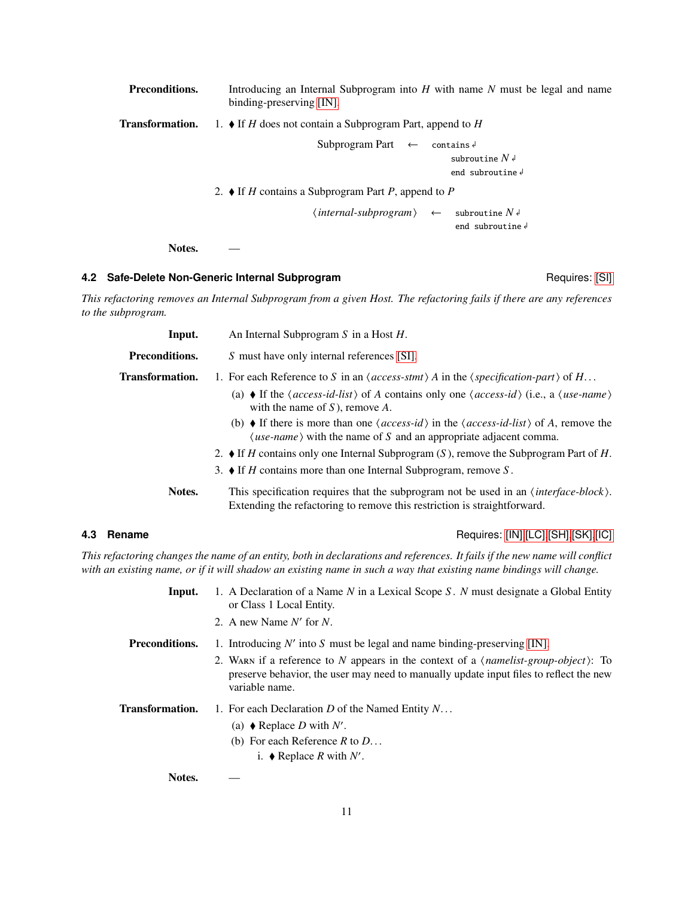**Preconditions.** Introducing an Internal Subprogram into $H$ with name $N$ must be legal and name binding-preserving [IN].

**Transformation.**

1. ♦ If $H$ does not contain a Subprogram Part, append to $H$

   Subprogram Part ← 
   ```
   contains ↲
     subroutine N ↲
     end subroutine ↲
   ```

2. ♦ If $H$ contains a Subprogram Part $P$, append to $P$

   ⟨*internal-subprogram*⟩ ← 
   ```
   subroutine N ↲
   end subroutine ↲
   ```

**Notes.** —

### 4.2 Safe-Delete Non-Generic Internal Subprogram

Requires: [SI]

*This refactoring removes an Internal Subprogram from a given Host. The refactoring fails if there are any references to the subprogram.*

**Input.** An Internal Subprogram $S$ in a Host $H$.

**Preconditions.** $S$ must have only internal references [SI].

**Transformation.**

1. For each Reference to $S$ in an ⟨*access-stmt*⟩ $A$ in the ⟨*specification-part*⟩ of $H$...
   (a) ♦ If the ⟨*access-id-list*⟩ of $A$ contains only one ⟨*access-id*⟩ (i.e., a ⟨*use-name*⟩ with the name of $S$), remove $A$.
   (b) ♦ If there is more than one ⟨*access-id*⟩ in the ⟨*access-id-list*⟩ of $A$, remove the ⟨*use-name*⟩ with the name of $S$ and an appropriate adjacent comma.
2. ♦ If $H$ contains only one Internal Subprogram ($S$), remove the Subprogram Part of $H$.
3. ♦ If $H$ contains more than one Internal Subprogram, remove $S$.

**Notes.** This specification requires that the subprogram not be used in an ⟨*interface-block*⟩. Extending the refactoring to remove this restriction is straightforward.

### 4.3 Rename

Requires: [IN],[LC],[SH],[SK],[IC]

*This refactoring changes the name of an entity, both in declarations and references. It fails if the new name will conflict with an existing name, or if it will shadow an existing name in such a way that existing name bindings will change.*

**Input.**

1. A Declaration of a Name $N$ in a Lexical Scope $S$. $N$ must designate a Global Entity or Class 1 Local Entity.
2. A new Name $N'$ for $N$.

**Preconditions.**

1. Introducing $N'$ into $S$ must be legal and name binding-preserving [IN].
2. Warn if a reference to $N$ appears in the context of a ⟨*namelist-group-object*⟩: To preserve behavior, the user may need to manually update input files to reflect the new variable name.

**Transformation.**

1. For each Declaration $D$ of the Named Entity $N$...
   (a) ♦ Replace $D$ with $N'$.
   (b) For each Reference $R$ to $D$...
      i. ♦ Replace $R$ with $N'$.

**Notes.** —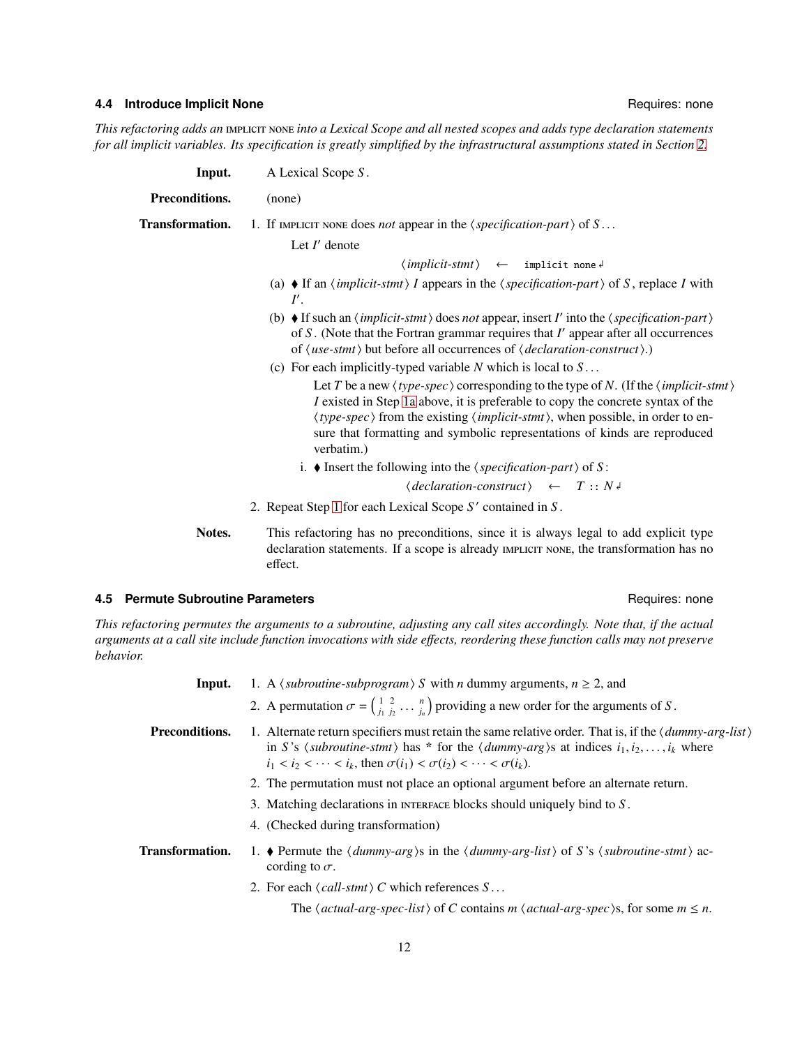### 4.4 Introduce Implicit None

Requires: none

*This refactoring adds an* IMPLICIT NONE *into a Lexical Scope and all nested scopes and adds type declaration statements for all implicit variables. Its specification is greatly simplified by the infrastructural assumptions stated in Section 2.*

**Input.** A Lexical Scope $S$.

**Preconditions.** (none)

**Transformation.**

1. If IMPLICIT NONE does *not* appear in the ⟨*specification-part*⟩ of $S$...

   Let $I'$ denote

   $$\langle \textit{implicit-stmt} \rangle \quad \leftarrow \quad \texttt{implicit none} ↲$$

   (a) ♦ If an ⟨*implicit-stmt*⟩ $I$ appears in the ⟨*specification-part*⟩ of $S$, replace $I$ with $I'$.

   (b) ♦ If such an ⟨*implicit-stmt*⟩ does *not* appear, insert $I'$ into the ⟨*specification-part*⟩ of $S$. (Note that the Fortran grammar requires that $I'$ appear after all occurrences of ⟨*use-stmt*⟩ but before all occurrences of ⟨*declaration-construct*⟩.)

   (c) For each implicitly-typed variable $N$ which is local to $S$...

   Let $T$ be a new ⟨*type-spec*⟩ corresponding to the type of $N$. (If the ⟨*implicit-stmt*⟩ $I$ existed in Step 1a above, it is preferable to copy the concrete syntax of the ⟨*type-spec*⟩ from the existing ⟨*implicit-stmt*⟩, when possible, in order to ensure that formatting and symbolic representations of kinds are reproduced verbatim.)

   i. ♦ Insert the following into the ⟨*specification-part*⟩ of $S$:

   $$\langle \textit{declaration-construct} \rangle \quad \leftarrow \quad T :: N ↲$$

2. Repeat Step 1 for each Lexical Scope $S'$ contained in $S$.

**Notes.** This refactoring has no preconditions, since it is always legal to add explicit type declaration statements. If a scope is already IMPLICIT NONE, the transformation has no effect.

### 4.5 Permute Subroutine Parameters

Requires: none

*This refactoring permutes the arguments to a subroutine, adjusting any call sites accordingly. Note that, if the actual arguments at a call site include function invocations with side effects, reordering these function calls may not preserve behavior.*

**Input.**

1. A ⟨*subroutine-subprogram*⟩ $S$ with $n$ dummy arguments, $n \geq 2$, and
2. A permutation $\sigma = \begin{pmatrix} 1 & 2 & \dots & n \\ j_1 & j_2 & \dots & j_n \end{pmatrix}$ providing a new order for the arguments of $S$.

**Preconditions.**

1. Alternate return specifiers must retain the same relative order. That is, if the ⟨*dummy-arg-list*⟩ in $S$'s ⟨*subroutine-stmt*⟩ has * for the ⟨*dummy-arg*⟩s at indices $i_1, i_2, \dots, i_k$ where $i_1 < i_2 < \dots < i_k$, then $\sigma(i_1) < \sigma(i_2) < \dots < \sigma(i_k)$.
2. The permutation must not place an optional argument before an alternate return.
3. Matching declarations in INTERFACE blocks should uniquely bind to $S$.
4. (Checked during transformation)

**Transformation.**

1. ♦ Permute the ⟨*dummy-arg*⟩s in the ⟨*dummy-arg-list*⟩ of $S$'s ⟨*subroutine-stmt*⟩ according to $\sigma$.
2. For each ⟨*call-stmt*⟩ $C$ which references $S$...

   The ⟨*actual-arg-spec-list*⟩ of $C$ contains $m$ ⟨*actual-arg-spec*⟩s, for some $m \leq n$.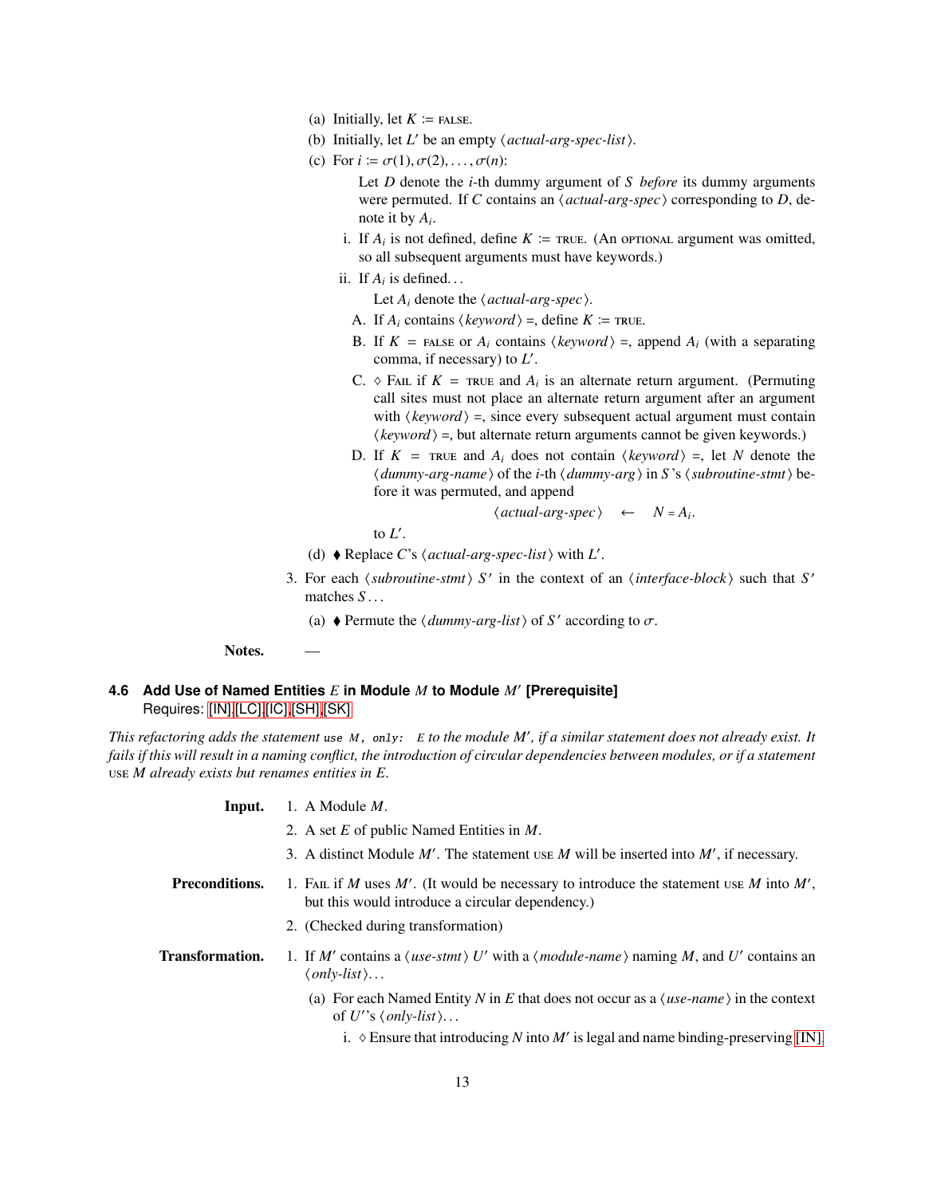(a) Initially, let $K :=$ FALSE.

(b) Initially, let $L'$ be an empty ⟨*actual-arg-spec-list*⟩.

(c) For $i := \sigma(1), \sigma(2), \ldots, \sigma(n)$:

Let $D$ denote the $i$-th dummy argument of $S$ *before* its dummy arguments were permuted. If $C$ contains an ⟨*actual-arg-spec*⟩ corresponding to $D$, denote it by $A_i$.

i. If $A_i$ is not defined, define $K :=$ TRUE. (An OPTIONAL argument was omitted, so all subsequent arguments must have keywords.)

ii. If $A_i$ is defined...

Let $A_i$ denote the ⟨*actual-arg-spec*⟩.

A. If $A_i$ contains ⟨*keyword*⟩ =, define $K :=$ TRUE.

B. If $K =$ FALSE or $A_i$ contains ⟨*keyword*⟩ =, append $A_i$ (with a separating comma, if necessary) to $L'$.

C. ◊ FAIL if $K =$ TRUE and $A_i$ is an alternate return argument. (Permuting call sites must not place an alternate return argument after an argument with ⟨*keyword*⟩ =, since every subsequent actual argument must contain ⟨*keyword*⟩ =, but alternate return arguments cannot be given keywords.)

D. If $K =$ TRUE and $A_i$ does not contain ⟨*keyword*⟩ =, let $N$ denote the ⟨*dummy-arg-name*⟩ of the $i$-th ⟨*dummy-arg*⟩ in $S$'s ⟨*subroutine-stmt*⟩ before it was permuted, and append

$$\langle \textit{actual-arg-spec} \rangle \quad \leftarrow \quad N = A_i.$$

to $L'$.

(d) ♦ Replace $C$'s ⟨*actual-arg-spec-list*⟩ with $L'$.

3. For each ⟨*subroutine-stmt*⟩ $S'$ in the context of an ⟨*interface-block*⟩ such that $S'$ matches $S$...

(a) ♦ Permute the ⟨*dummy-arg-list*⟩ of $S'$ according to $\sigma$.

**Notes.** —

### 4.6 Add Use of Named Entities $E$ in Module $M$ to Module $M'$ [Prerequisite]

Requires: [IN],[LC],[IC],[SH],[SK]

*This refactoring adds the statement* `use M, only: E` *to the module $M'$, if a similar statement does not already exist. It fails if this will result in a naming conflict, the introduction of circular dependencies between modules, or if a statement* USE *$M$ already exists but renames entities in $E$.*

**Input.**

1. A Module $M$.
2. A set $E$ of public Named Entities in $M$.
3. A distinct Module $M'$. The statement USE $M$ will be inserted into $M'$, if necessary.

**Preconditions.**

1. FAIL if $M$ uses $M'$. (It would be necessary to introduce the statement USE $M$ into $M'$, but this would introduce a circular dependency.)
2. (Checked during transformation)

**Transformation.**

1. If $M'$ contains a ⟨*use-stmt*⟩ $U'$ with a ⟨*module-name*⟩ naming $M$, and $U'$ contains an ⟨*only-list*⟩...

(a) For each Named Entity $N$ in $E$ that does not occur as a ⟨*use-name*⟩ in the context of $U'$'s ⟨*only-list*⟩...

i. ◊ Ensure that introducing $N$ into $M'$ is legal and name binding-preserving [IN].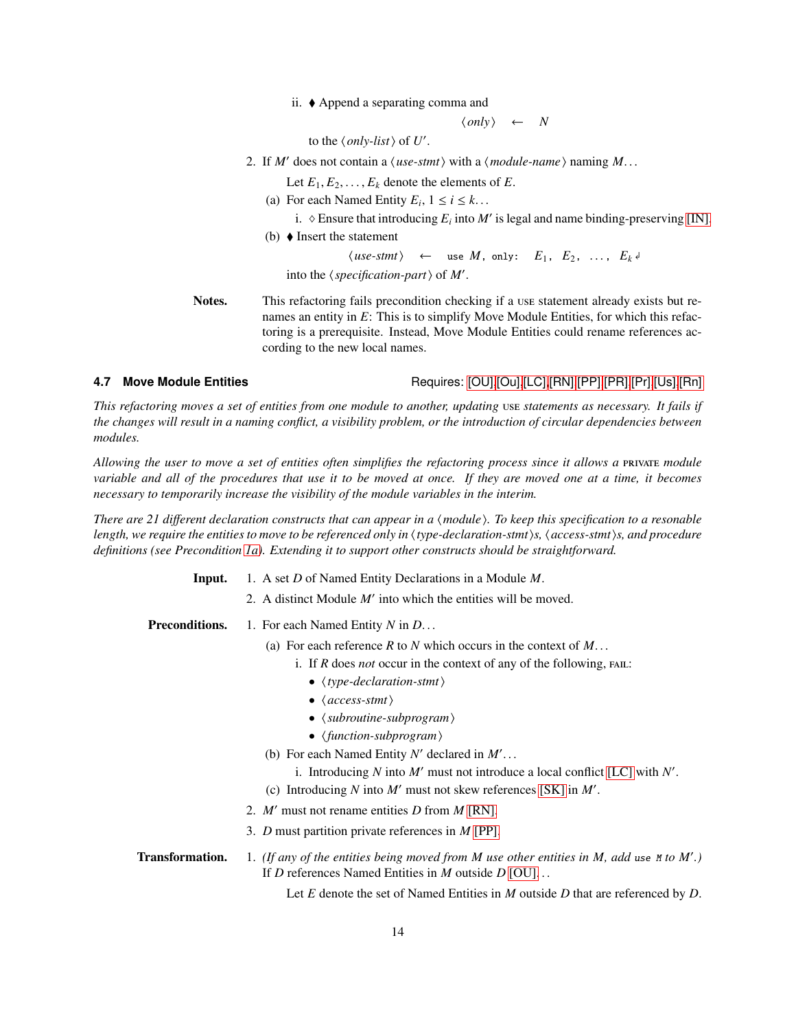ii. ♦ Append a separating comma and

$$\langle only \rangle \quad \leftarrow \quad N$$

to the ⟨*only-list*⟩ of $U'$.

2. If $M'$ does not contain a ⟨*use-stmt*⟩ with a ⟨*module-name*⟩ naming $M$...

   Let $E_1, E_2, \ldots, E_k$ denote the elements of $E$.

   (a) For each Named Entity $E_i$, $1 \le i \le k$...

      i. ◇ Ensure that introducing $E_i$ into $M'$ is legal and name binding-preserving [IN].

   (b) ♦ Insert the statement

   $$\langle use\text{-}stmt \rangle \quad \leftarrow \quad \texttt{use } M\texttt{, only: } E_1\texttt{, } E_2\texttt{, } \ldots\texttt{, } E_k \hookleftarrow$$

   into the ⟨*specification-part*⟩ of $M'$.

**Notes.** This refactoring fails precondition checking if a USE statement already exists but renames an entity in $E$: This is to simplify Move Module Entities, for which this refactoring is a prerequisite. Instead, Move Module Entities could rename references according to the new local names.

### 4.7 Move Module Entities

Requires: [OU],[Ou],[LC],[RN],[PP],[PR],[Pr],[Us],[Rn]

*This refactoring moves a set of entities from one module to another, updating* USE *statements as necessary. It fails if the changes will result in a naming conflict, a visibility problem, or the introduction of circular dependencies between modules.*

*Allowing the user to move a set of entities often simplifies the refactoring process since it allows a* PRIVATE *module variable and all of the procedures that use it to be moved at once. If they are moved one at a time, it becomes necessary to temporarily increase the visibility of the module variables in the interim.*

*There are 21 different declaration constructs that can appear in a ⟨module⟩. To keep this specification to a resonable length, we require the entities to move to be referenced only in ⟨type-declaration-stmt⟩s, ⟨access-stmt⟩s, and procedure definitions (see Precondition 1a). Extending it to support other constructs should be straightforward.*

**Input.**

1. A set $D$ of Named Entity Declarations in a Module $M$.
2. A distinct Module $M'$ into which the entities will be moved.

**Preconditions.**

1. For each Named Entity $N$ in $D$...
   (a) For each reference $R$ to $N$ which occurs in the context of $M$...
      i. If $R$ does *not* occur in the context of any of the following, FAIL:
         - ⟨*type-declaration-stmt*⟩
         - ⟨*access-stmt*⟩
         - ⟨*subroutine-subprogram*⟩
         - ⟨*function-subprogram*⟩
   (b) For each Named Entity $N'$ declared in $M'$...
      i. Introducing $N$ into $M'$ must not introduce a local conflict [LC] with $N'$.
   (c) Introducing $N$ into $M'$ must not skew references [SK] in $M'$.
2. $M'$ must not rename entities $D$ from $M$ [RN].
3. $D$ must partition private references in $M$ [PP].

**Transformation.**

1. *(If any of the entities being moved from M use other entities in M, add* `use M` *to M'.)* If $D$ references Named Entities in $M$ outside $D$ [OU]...

   Let $E$ denote the set of Named Entities in $M$ outside $D$ that are referenced by $D$.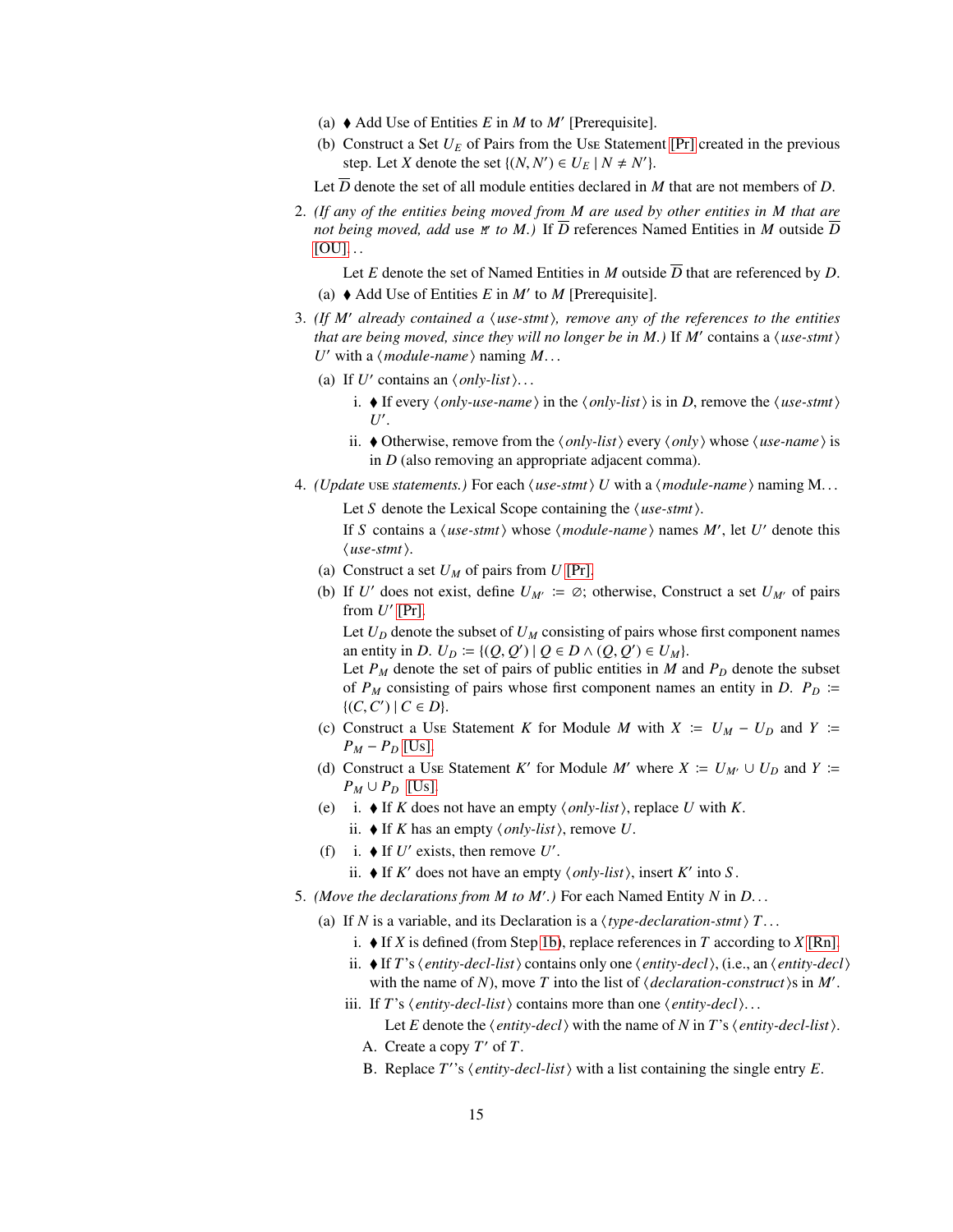(a) ♦ Add Use of Entities $E$ in $M$ to $M'$ [Prerequisite].

(b) Construct a Set $U_E$ of Pairs from the Use Statement [Pr] created in the previous step. Let $X$ denote the set $\{(N, N') \in U_E \mid N \neq N'\}$.

Let $\overline{D}$ denote the set of all module entities declared in $M$ that are not members of $D$.

2. *(If any of the entities being moved from M are used by other entities in M that are not being moved, add* `use M'` *to M.)* If $\overline{D}$ references Named Entities in $M$ outside $\overline{D}$ [OU]. . .

   Let $E$ denote the set of Named Entities in $M$ outside $\overline{D}$ that are referenced by $D$.

   (a) ♦ Add Use of Entities $E$ in $M'$ to $M$ [Prerequisite].

3. *(If $M'$ already contained a ⟨use-stmt⟩, remove any of the references to the entities that are being moved, since they will no longer be in M.)* If $M'$ contains a ⟨*use-stmt*⟩ $U'$ with a ⟨*module-name*⟩ naming $M$. . .

   (a) If $U'$ contains an ⟨*only-list*⟩. . .

      i. ♦ If every ⟨*only-use-name*⟩ in the ⟨*only-list*⟩ is in $D$, remove the ⟨*use-stmt*⟩ $U'$.

      ii. ♦ Otherwise, remove from the ⟨*only-list*⟩ every ⟨*only*⟩ whose ⟨*use-name*⟩ is in $D$ (also removing an appropriate adjacent comma).

4. *(Update* USE *statements.)* For each ⟨*use-stmt*⟩ $U$ with a ⟨*module-name*⟩ naming M. . .

   Let $S$ denote the Lexical Scope containing the ⟨*use-stmt*⟩.

   If $S$ contains a ⟨*use-stmt*⟩ whose ⟨*module-name*⟩ names $M'$, let $U'$ denote this ⟨*use-stmt*⟩.

   (a) Construct a set $U_M$ of pairs from $U$ [Pr].

   (b) If $U'$ does not exist, define $U_{M'} := \emptyset$; otherwise, Construct a set $U_{M'}$ of pairs from $U'$ [Pr].

   Let $U_D$ denote the subset of $U_M$ consisting of pairs whose first component names an entity in $D$. $U_D := \{(Q, Q') \mid Q \in D \wedge (Q, Q') \in U_M\}$.

   Let $P_M$ denote the set of pairs of public entities in $M$ and $P_D$ denote the subset of $P_M$ consisting of pairs whose first component names an entity in $D$. $P_D := \{(C, C') \mid C \in D\}$.

   (c) Construct a Use Statement $K$ for Module $M$ with $X := U_M - U_D$ and $Y := P_M - P_D$ [Us].

   (d) Construct a Use Statement $K'$ for Module $M'$ where $X := U_{M'} \cup U_D$ and $Y := P_M \cup P_D$ [Us].

   (e) i. ♦ If $K$ does not have an empty ⟨*only-list*⟩, replace $U$ with $K$.

      ii. ♦ If $K$ has an empty ⟨*only-list*⟩, remove $U$.

   (f) i. ♦ If $U'$ exists, then remove $U'$.

      ii. ♦ If $K'$ does not have an empty ⟨*only-list*⟩, insert $K'$ into $S$.

5. *(Move the declarations from M to M'.)* For each Named Entity $N$ in $D$. . .

   (a) If $N$ is a variable, and its Declaration is a ⟨*type-declaration-stmt*⟩ $T$. . .

      i. ♦ If $X$ is defined (from Step 1b), replace references in $T$ according to $X$ [Rn].

      ii. ♦ If $T$'s ⟨*entity-decl-list*⟩ contains only one ⟨*entity-decl*⟩, (i.e., an ⟨*entity-decl*⟩ with the name of $N$), move $T$ into the list of ⟨*declaration-construct*⟩s in $M'$.

      iii. If $T$'s ⟨*entity-decl-list*⟩ contains more than one ⟨*entity-decl*⟩. . .

         Let $E$ denote the ⟨*entity-decl*⟩ with the name of $N$ in $T$'s ⟨*entity-decl-list*⟩.

         A. Create a copy $T'$ of $T$.

         B. Replace $T'$'s ⟨*entity-decl-list*⟩ with a list containing the single entry $E$.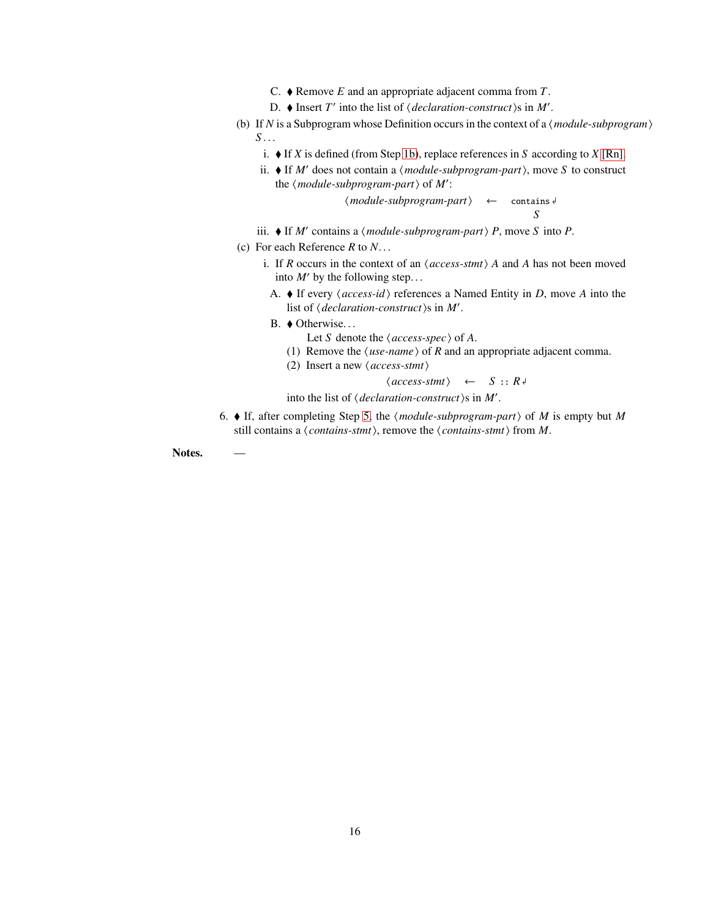C. ♦ Remove $E$ and an appropriate adjacent comma from $T$.

D. ♦ Insert $T'$ into the list of ⟨*declaration-construct*⟩s in $M'$.

(b) If $N$ is a Subprogram whose Definition occurs in the context of a ⟨*module-subprogram*⟩ $S$...

i. ♦ If $X$ is defined (from Step 1b), replace references in $S$ according to $X$ [Rn].

ii. ♦ If $M'$ does not contain a ⟨*module-subprogram-part*⟩, move $S$ to construct the ⟨*module-subprogram-part*⟩ of $M'$:

⟨*module-subprogram-part*⟩ ← `contains` ↲
$S$

iii. ♦ If $M'$ contains a ⟨*module-subprogram-part*⟩ $P$, move $S$ into $P$.

(c) For each Reference $R$ to $N$...

i. If $R$ occurs in the context of an ⟨*access-stmt*⟩ $A$ and $A$ has not been moved into $M'$ by the following step...

A. ♦ If every ⟨*access-id*⟩ references a Named Entity in $D$, move $A$ into the list of ⟨*declaration-construct*⟩s in $M'$.

B. ♦ Otherwise...

Let $S$ denote the ⟨*access-spec*⟩ of $A$.

(1) Remove the ⟨*use-name*⟩ of $R$ and an appropriate adjacent comma.

(2) Insert a new ⟨*access-stmt*⟩

⟨*access-stmt*⟩ ← $S$ :: $R$ ↲

into the list of ⟨*declaration-construct*⟩s in $M'$.

6. ♦ If, after completing Step 5, the ⟨*module-subprogram-part*⟩ of $M$ is empty but $M$ still contains a ⟨*contains-stmt*⟩, remove the ⟨*contains-stmt*⟩ from $M$.

**Notes.** —